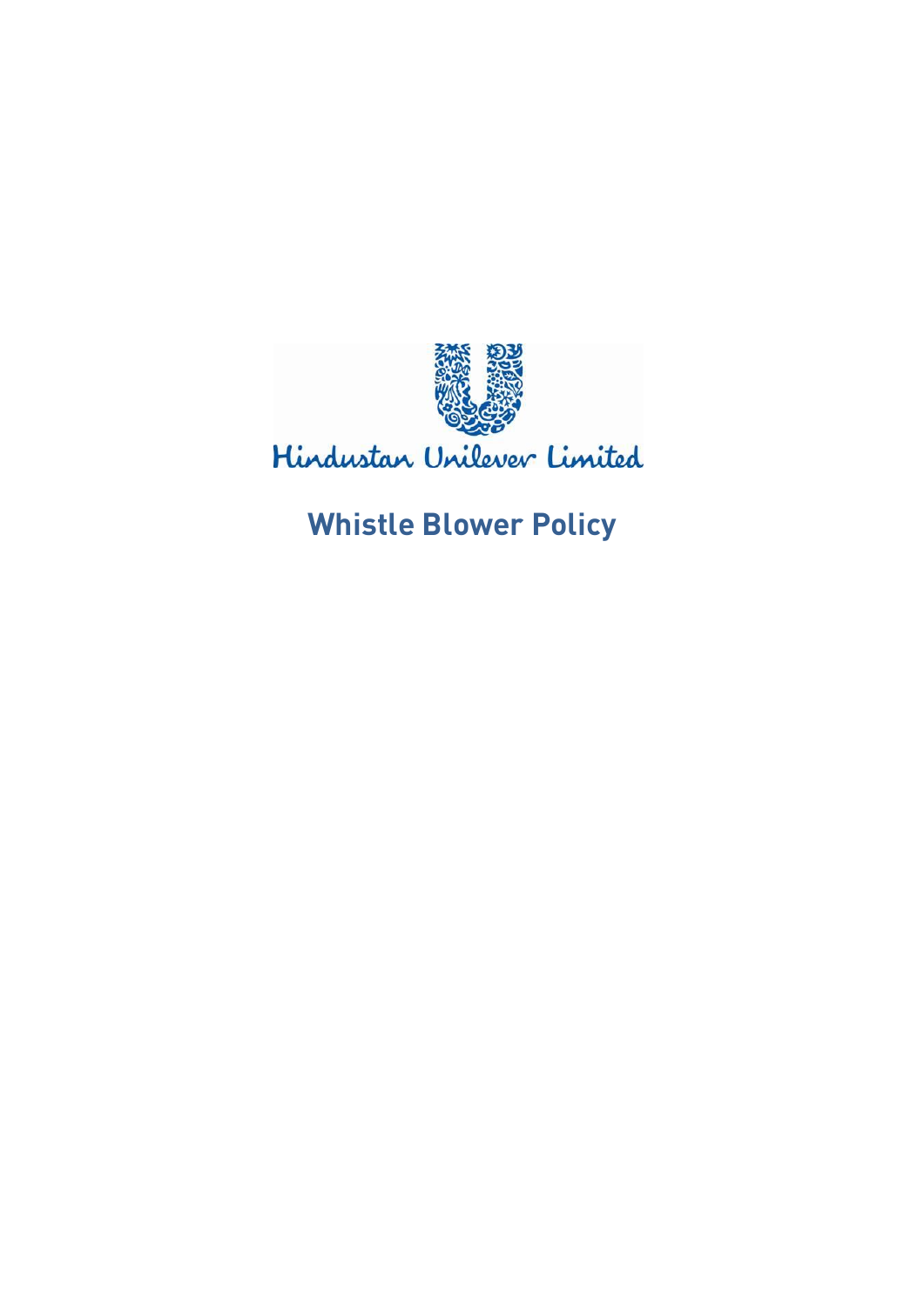Hindustan Unilever Limited

# Whistle Blower Policy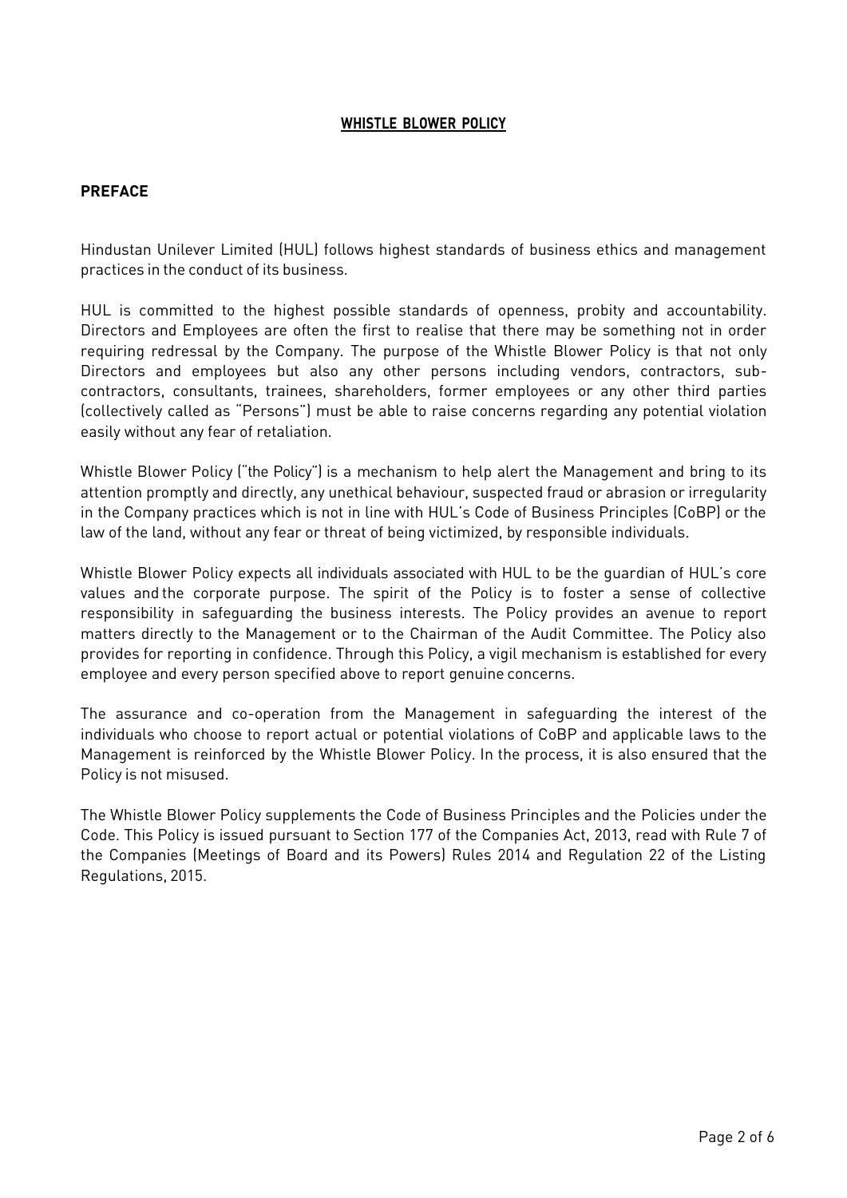# WHISTLE BLOWER POLICY

## PREFACE

Hindustan Unilever Limited (HUL) follows highest standards of business ethics and management practices in the conduct of its business.

HUL is committed to the highest possible standards of openness, probity and accountability. Directors and Employees are often the first to realise that there may be something not in order requiring redressal by the Company. The purpose of the Whistle Blower Policy is that not only Directors and employees but also any other persons including vendors, contractors, sub-contractors, consultants, trainees, shareholders, former employees or any other third parties (collectively called as "Persons") must be able to raise concerns regarding any potential violation easily without any fear of retaliation.

Whistle Blower Policy ("the Policy") is a mechanism to help alert the Management and bring to its attention promptly and directly, any unethical behaviour, suspected fraud or abrasion or irregularity in the Company practices which is not in line with HUL's Code of Business Principles (CoBP) or the law of the land, without any fear or threat of being victimized, by responsible individuals.

Whistle Blower Policy expects all individuals associated with HUL to be the guardian of HUL's core values and the corporate purpose. The spirit of the Policy is to foster a sense of collective responsibility in safeguarding the business interests. The Policy provides an avenue to report matters directly to the Management or to the Chairman of the Audit Committee. The Policy also provides for reporting in confidence. Through this Policy, a vigil mechanism is established for every employee and every person specified above to report genuine concerns.

The assurance and co-operation from the Management in safeguarding the interest of the individuals who choose to report actual or potential violations of CoBP and applicable laws to the Management is reinforced by the Whistle Blower Policy. In the process, it is also ensured that the Policy is not misused.

The Whistle Blower Policy supplements the Code of Business Principles and the Policies under the Code. This Policy is issued pursuant to Section 177 of the Companies Act, 2013, read with Rule 7 of the Companies (Meetings of Board and its Powers) Rules 2014 and Regulation 22 of the Listing Regulations, 2015.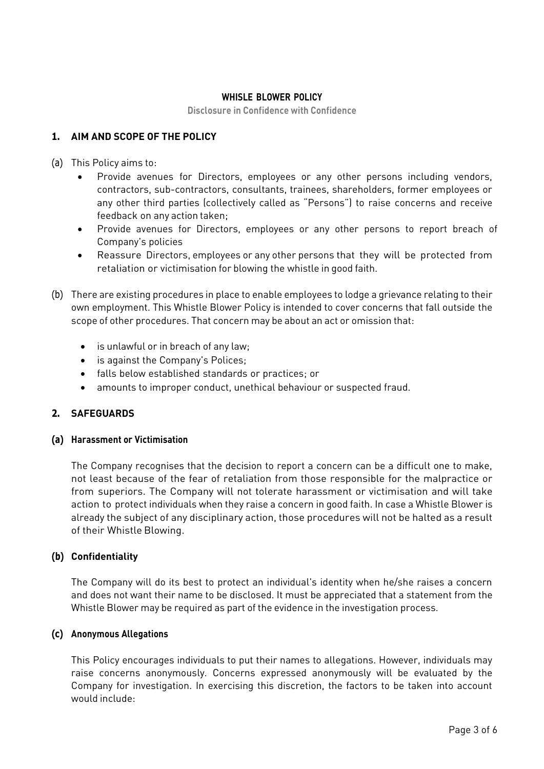# WHISLE BLOWER POLICY

**Disclosure in Confidence with Confidence**

## 1. AIM AND SCOPE OF THE POLICY

(a) This Policy aims to:

- Provide avenues for Directors, employees or any other persons including vendors, contractors, sub-contractors, consultants, trainees, shareholders, former employees or any other third parties (collectively called as "Persons") to raise concerns and receive feedback on any action taken;
- Provide avenues for Directors, employees or any other persons to report breach of Company's policies
- Reassure Directors, employees or any other persons that they will be protected from retaliation or victimisation for blowing the whistle in good faith.

(b) There are existing procedures in place to enable employees to lodge a grievance relating to their own employment. This Whistle Blower Policy is intended to cover concerns that fall outside the scope of other procedures. That concern may be about an act or omission that:

- is unlawful or in breach of any law;
- is against the Company's Polices;
- falls below established standards or practices; or
- amounts to improper conduct, unethical behaviour or suspected fraud.

## 2. SAFEGUARDS

### (a) Harassment or Victimisation

The Company recognises that the decision to report a concern can be a difficult one to make, not least because of the fear of retaliation from those responsible for the malpractice or from superiors. The Company will not tolerate harassment or victimisation and will take action to protect individuals when they raise a concern in good faith. In case a Whistle Blower is already the subject of any disciplinary action, those procedures will not be halted as a result of their Whistle Blowing.

### (b) Confidentiality

The Company will do its best to protect an individual's identity when he/she raises a concern and does not want their name to be disclosed. It must be appreciated that a statement from the Whistle Blower may be required as part of the evidence in the investigation process.

### (c) Anonymous Allegations

This Policy encourages individuals to put their names to allegations. However, individuals may raise concerns anonymously. Concerns expressed anonymously will be evaluated by the Company for investigation. In exercising this discretion, the factors to be taken into account would include: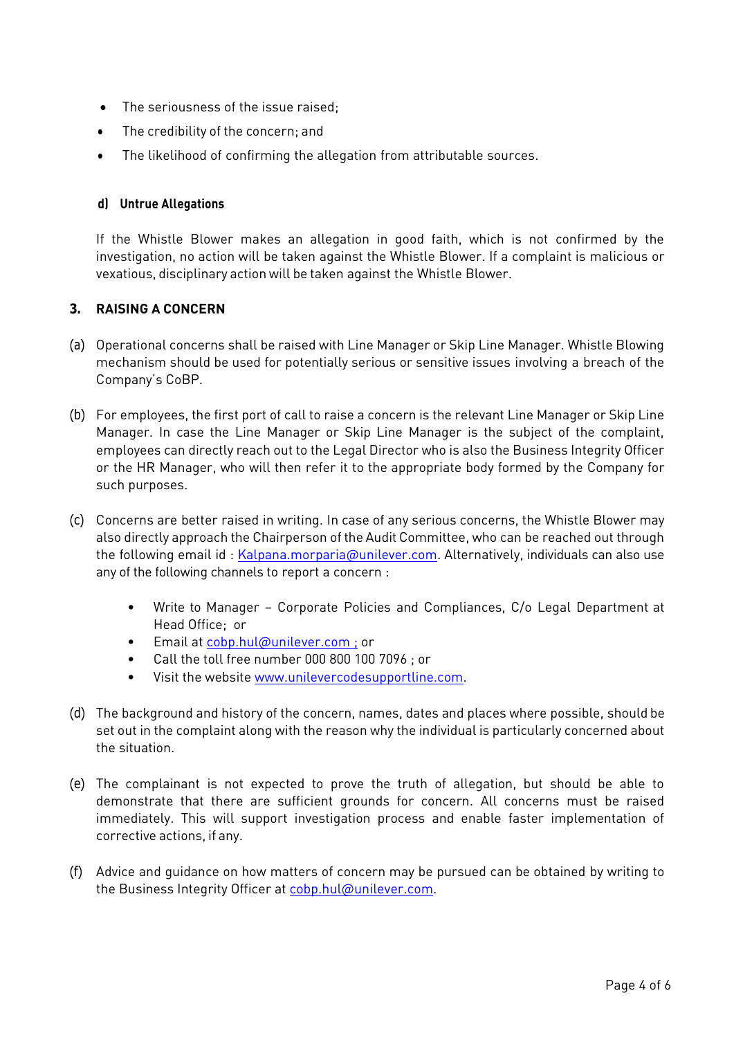- The seriousness of the issue raised;
- The credibility of the concern; and
- The likelihood of confirming the allegation from attributable sources.

#### d) Untrue Allegations

If the Whistle Blower makes an allegation in good faith, which is not confirmed by the investigation, no action will be taken against the Whistle Blower. If a complaint is malicious or vexatious, disciplinary action will be taken against the Whistle Blower.

## 3. RAISING A CONCERN

(a) Operational concerns shall be raised with Line Manager or Skip Line Manager. Whistle Blowing mechanism should be used for potentially serious or sensitive issues involving a breach of the Company's CoBP.

(b) For employees, the first port of call to raise a concern is the relevant Line Manager or Skip Line Manager. In case the Line Manager or Skip Line Manager is the subject of the complaint, employees can directly reach out to the Legal Director who is also the Business Integrity Officer or the HR Manager, who will then refer it to the appropriate body formed by the Company for such purposes.

(c) Concerns are better raised in writing. In case of any serious concerns, the Whistle Blower may also directly approach the Chairperson of the Audit Committee, who can be reached out through the following email id : Kalpana.morparia@unilever.com. Alternatively, individuals can also use any of the following channels to report a concern :

- Write to Manager – Corporate Policies and Compliances, C/o Legal Department at Head Office; or
- Email at cobp.hul@unilever.com ; or
- Call the toll free number 000 800 100 7096 ; or
- Visit the website www.unilevercodesupportline.com.

(d) The background and history of the concern, names, dates and places where possible, should be set out in the complaint along with the reason why the individual is particularly concerned about the situation.

(e) The complainant is not expected to prove the truth of allegation, but should be able to demonstrate that there are sufficient grounds for concern. All concerns must be raised immediately. This will support investigation process and enable faster implementation of corrective actions, if any.

(f) Advice and guidance on how matters of concern may be pursued can be obtained by writing to the Business Integrity Officer at cobp.hul@unilever.com.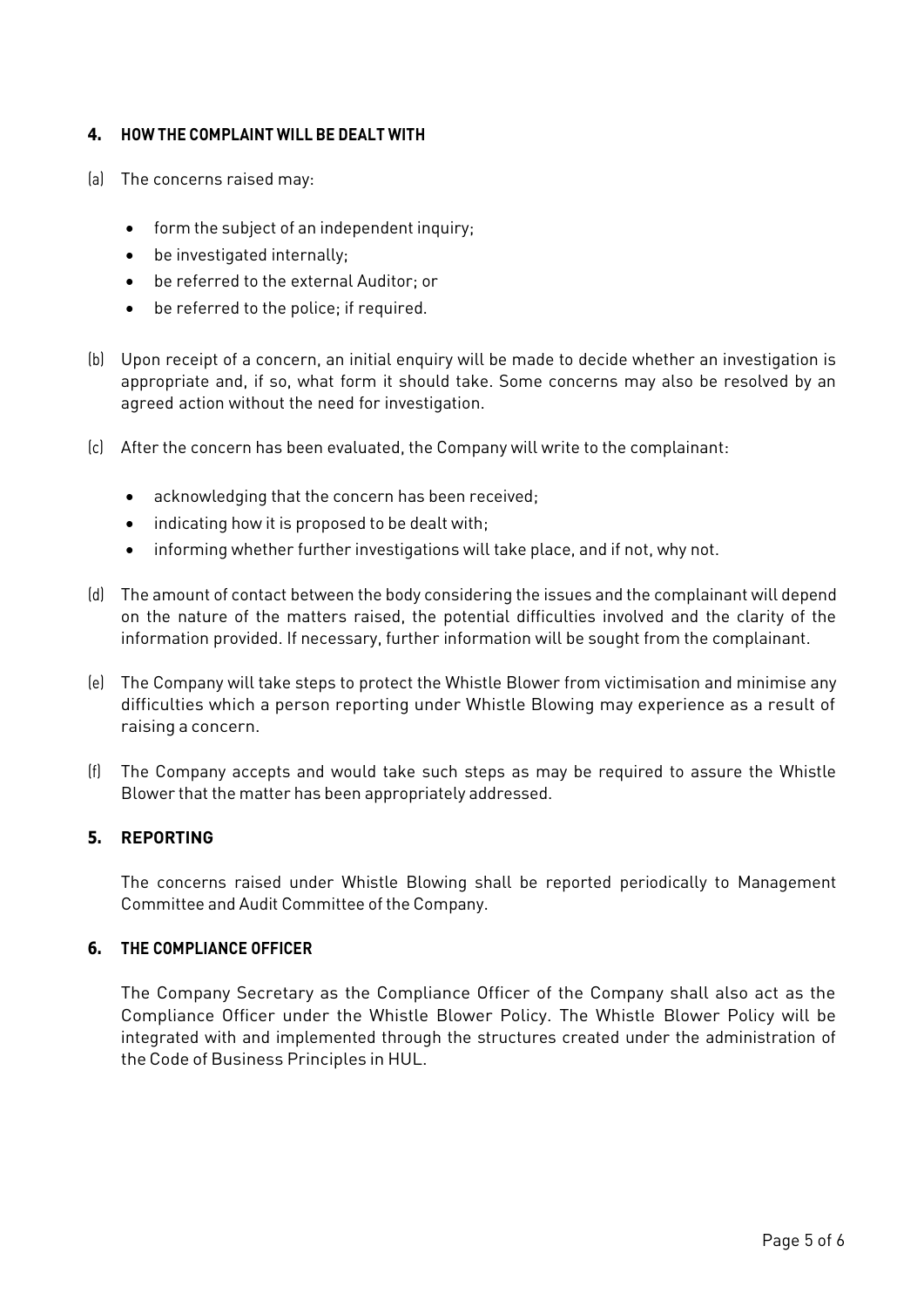## 4. HOW THE COMPLAINT WILL BE DEALT WITH

(a) The concerns raised may:

- form the subject of an independent inquiry;
- be investigated internally;
- be referred to the external Auditor; or
- be referred to the police; if required.

(b) Upon receipt of a concern, an initial enquiry will be made to decide whether an investigation is appropriate and, if so, what form it should take. Some concerns may also be resolved by an agreed action without the need for investigation.

(c) After the concern has been evaluated, the Company will write to the complainant:

- acknowledging that the concern has been received;
- indicating how it is proposed to be dealt with;
- informing whether further investigations will take place, and if not, why not.

(d) The amount of contact between the body considering the issues and the complainant will depend on the nature of the matters raised, the potential difficulties involved and the clarity of the information provided. If necessary, further information will be sought from the complainant.

(e) The Company will take steps to protect the Whistle Blower from victimisation and minimise any difficulties which a person reporting under Whistle Blowing may experience as a result of raising a concern.

(f) The Company accepts and would take such steps as may be required to assure the Whistle Blower that the matter has been appropriately addressed.

## 5. REPORTING

The concerns raised under Whistle Blowing shall be reported periodically to Management Committee and Audit Committee of the Company.

## 6. THE COMPLIANCE OFFICER

The Company Secretary as the Compliance Officer of the Company shall also act as the Compliance Officer under the Whistle Blower Policy. The Whistle Blower Policy will be integrated with and implemented through the structures created under the administration of the Code of Business Principles in HUL.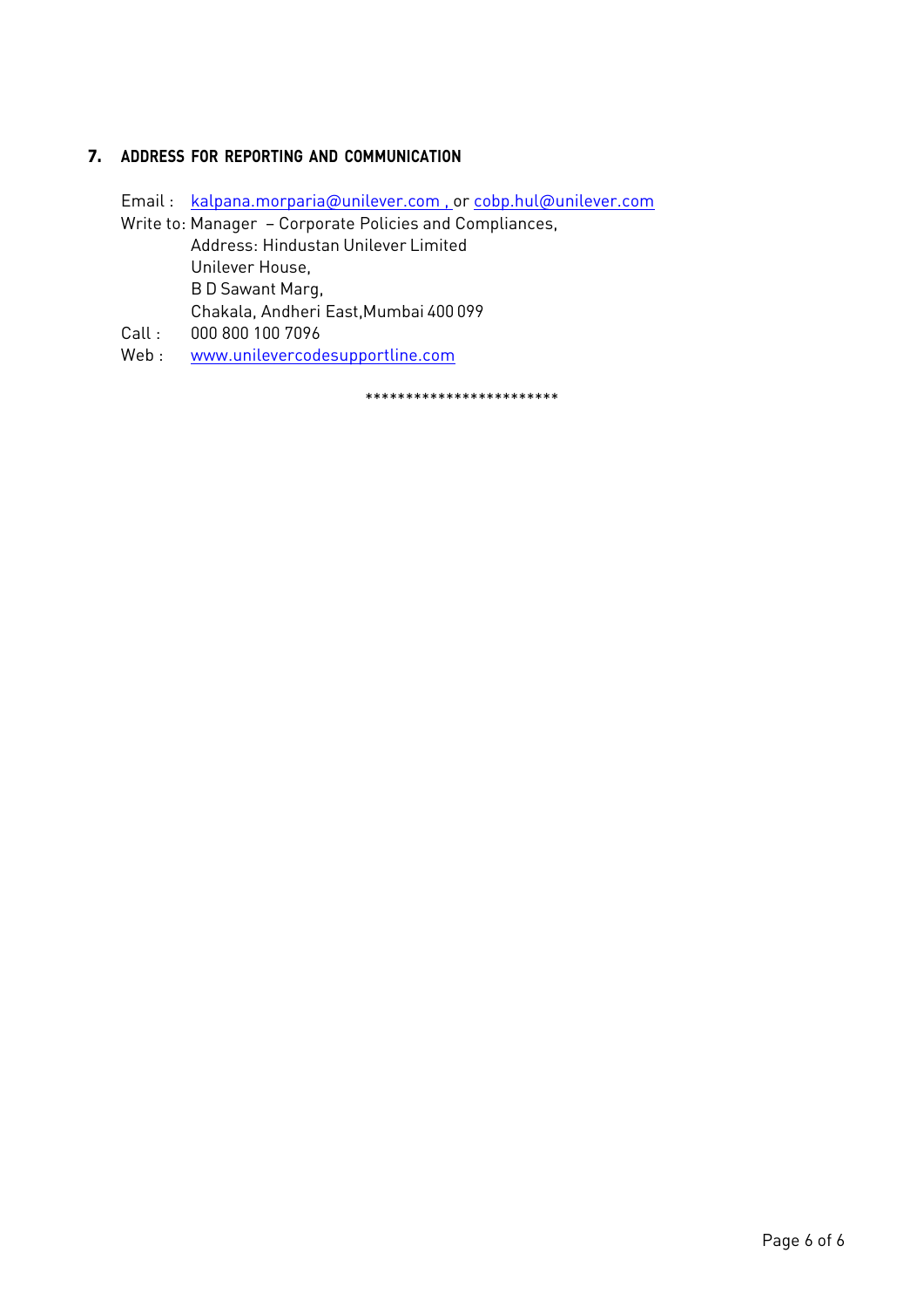## 7. ADDRESS FOR REPORTING AND COMMUNICATION

Email : kalpana.morparia@unilever.com , or cobp.hul@unilever.com

Write to: Manager – Corporate Policies and Compliances,
Address: Hindustan Unilever Limited
Unilever House,
B D Sawant Marg,
Chakala, Andheri East,Mumbai 400 099

Call : 000 800 100 7096

Web : www.unilevercodesupportline.com

************************